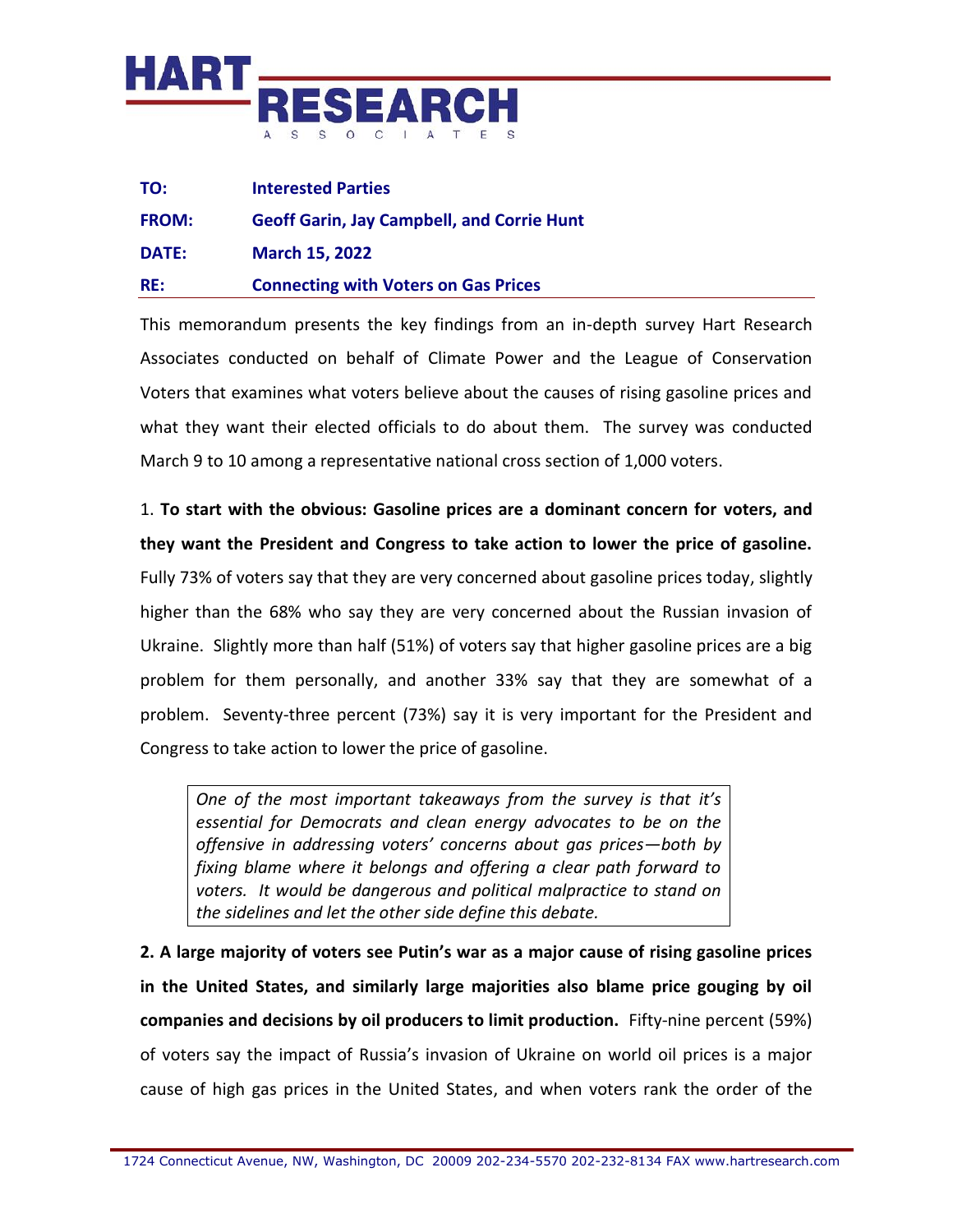**HART RESEARCH ASSOCIATES**

| | |
|---|---|
| **TO:** | **Interested Parties** |
| **FROM:** | **Geoff Garin, Jay Campbell, and Corrie Hunt** |
| **DATE:** | **March 15, 2022** |
| **RE:** | **Connecting with Voters on Gas Prices** |

This memorandum presents the key findings from an in-depth survey Hart Research Associates conducted on behalf of Climate Power and the League of Conservation Voters that examines what voters believe about the causes of rising gasoline prices and what they want their elected officials to do about them. The survey was conducted March 9 to 10 among a representative national cross section of 1,000 voters.

1. **To start with the obvious: Gasoline prices are a dominant concern for voters, and they want the President and Congress to take action to lower the price of gasoline.** Fully 73% of voters say that they are very concerned about gasoline prices today, slightly higher than the 68% who say they are very concerned about the Russian invasion of Ukraine. Slightly more than half (51%) of voters say that higher gasoline prices are a big problem for them personally, and another 33% say that they are somewhat of a problem. Seventy-three percent (73%) say it is very important for the President and Congress to take action to lower the price of gasoline.

> *One of the most important takeaways from the survey is that it's essential for Democrats and clean energy advocates to be on the offensive in addressing voters' concerns about gas prices—both by fixing blame where it belongs and offering a clear path forward to voters. It would be dangerous and political malpractice to stand on the sidelines and let the other side define this debate.*

**2. A large majority of voters see Putin's war as a major cause of rising gasoline prices in the United States, and similarly large majorities also blame price gouging by oil companies and decisions by oil producers to limit production.** Fifty-nine percent (59%) of voters say the impact of Russia's invasion of Ukraine on world oil prices is a major cause of high gas prices in the United States, and when voters rank the order of the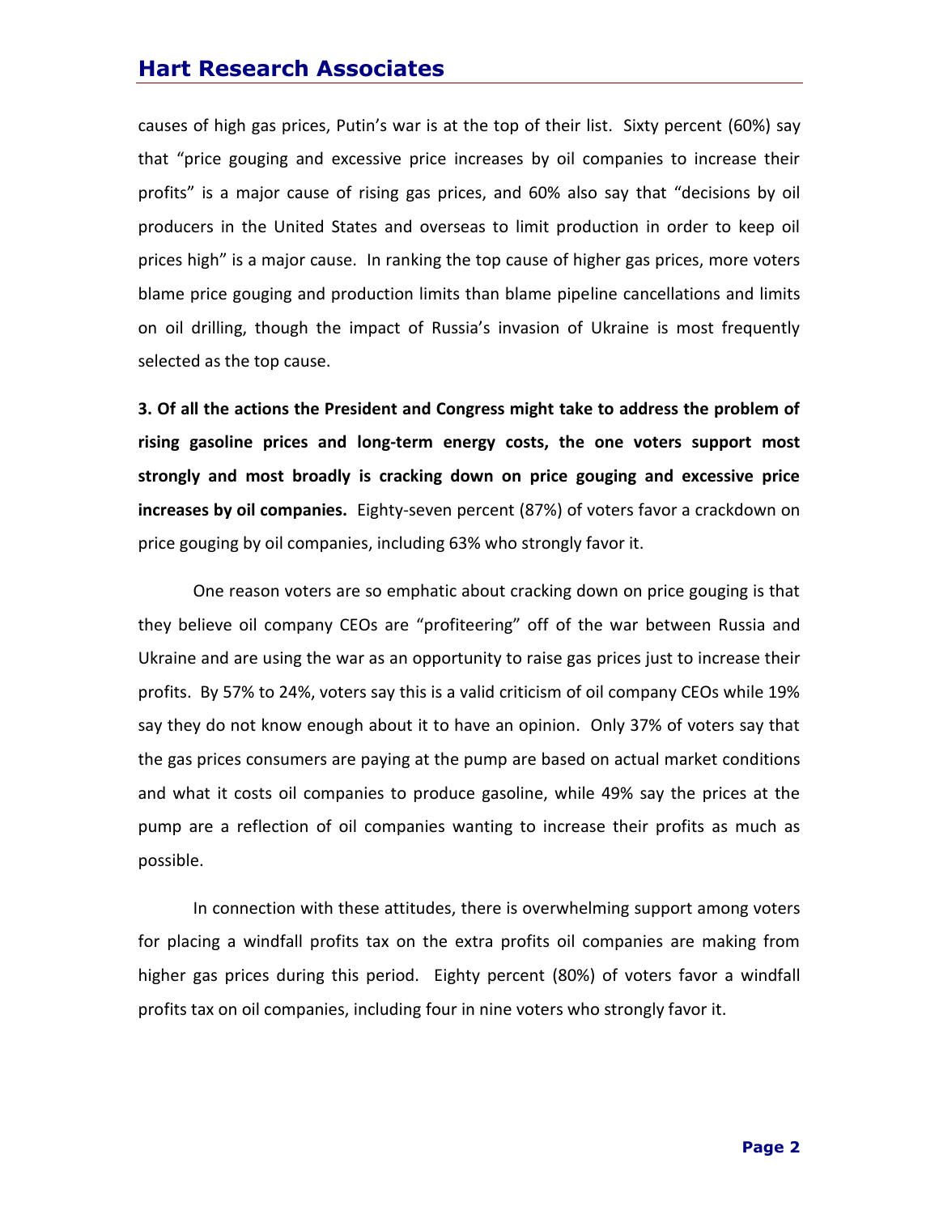causes of high gas prices, Putin's war is at the top of their list. Sixty percent (60%) say that "price gouging and excessive price increases by oil companies to increase their profits" is a major cause of rising gas prices, and 60% also say that "decisions by oil producers in the United States and overseas to limit production in order to keep oil prices high" is a major cause. In ranking the top cause of higher gas prices, more voters blame price gouging and production limits than blame pipeline cancellations and limits on oil drilling, though the impact of Russia's invasion of Ukraine is most frequently selected as the top cause.

**3. Of all the actions the President and Congress might take to address the problem of rising gasoline prices and long-term energy costs, the one voters support most strongly and most broadly is cracking down on price gouging and excessive price increases by oil companies.** Eighty-seven percent (87%) of voters favor a crackdown on price gouging by oil companies, including 63% who strongly favor it.

One reason voters are so emphatic about cracking down on price gouging is that they believe oil company CEOs are "profiteering" off of the war between Russia and Ukraine and are using the war as an opportunity to raise gas prices just to increase their profits. By 57% to 24%, voters say this is a valid criticism of oil company CEOs while 19% say they do not know enough about it to have an opinion. Only 37% of voters say that the gas prices consumers are paying at the pump are based on actual market conditions and what it costs oil companies to produce gasoline, while 49% say the prices at the pump are a reflection of oil companies wanting to increase their profits as much as possible.

In connection with these attitudes, there is overwhelming support among voters for placing a windfall profits tax on the extra profits oil companies are making from higher gas prices during this period. Eighty percent (80%) of voters favor a windfall profits tax on oil companies, including four in nine voters who strongly favor it.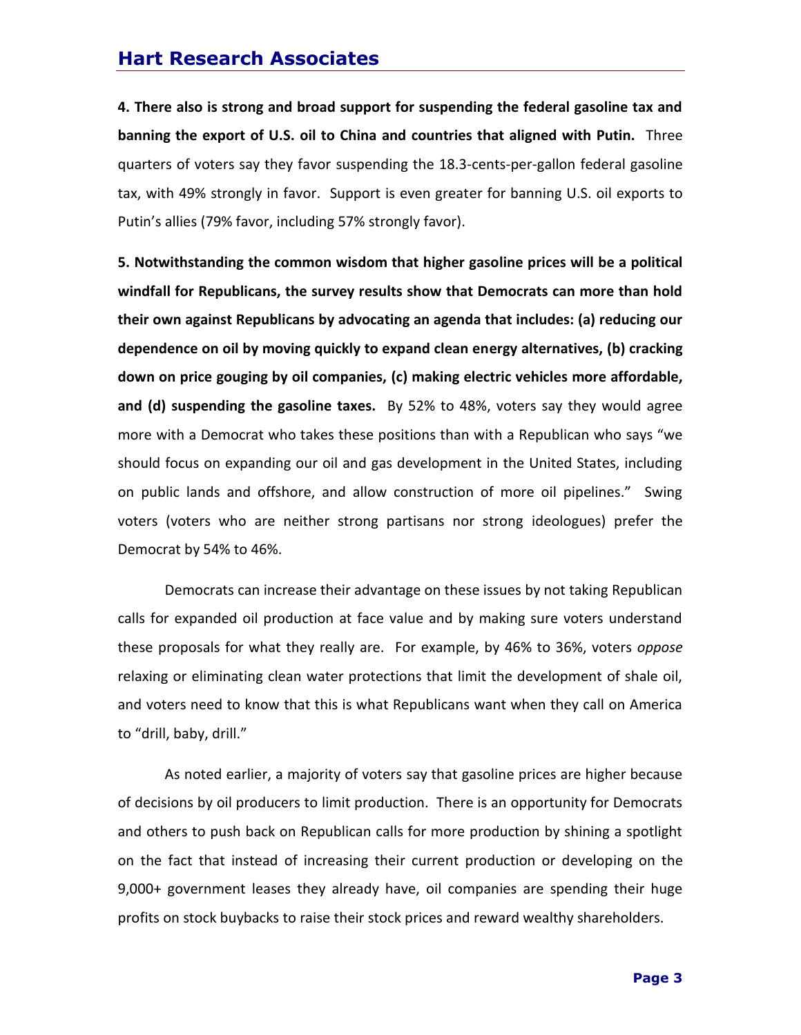**4. There also is strong and broad support for suspending the federal gasoline tax and banning the export of U.S. oil to China and countries that aligned with Putin.** Three quarters of voters say they favor suspending the 18.3-cents-per-gallon federal gasoline tax, with 49% strongly in favor. Support is even greater for banning U.S. oil exports to Putin's allies (79% favor, including 57% strongly favor).

**5. Notwithstanding the common wisdom that higher gasoline prices will be a political windfall for Republicans, the survey results show that Democrats can more than hold their own against Republicans by advocating an agenda that includes: (a) reducing our dependence on oil by moving quickly to expand clean energy alternatives, (b) cracking down on price gouging by oil companies, (c) making electric vehicles more affordable, and (d) suspending the gasoline taxes.** By 52% to 48%, voters say they would agree more with a Democrat who takes these positions than with a Republican who says "we should focus on expanding our oil and gas development in the United States, including on public lands and offshore, and allow construction of more oil pipelines." Swing voters (voters who are neither strong partisans nor strong ideologues) prefer the Democrat by 54% to 46%.

Democrats can increase their advantage on these issues by not taking Republican calls for expanded oil production at face value and by making sure voters understand these proposals for what they really are. For example, by 46% to 36%, voters *oppose* relaxing or eliminating clean water protections that limit the development of shale oil, and voters need to know that this is what Republicans want when they call on America to "drill, baby, drill."

As noted earlier, a majority of voters say that gasoline prices are higher because of decisions by oil producers to limit production. There is an opportunity for Democrats and others to push back on Republican calls for more production by shining a spotlight on the fact that instead of increasing their current production or developing on the 9,000+ government leases they already have, oil companies are spending their huge profits on stock buybacks to raise their stock prices and reward wealthy shareholders.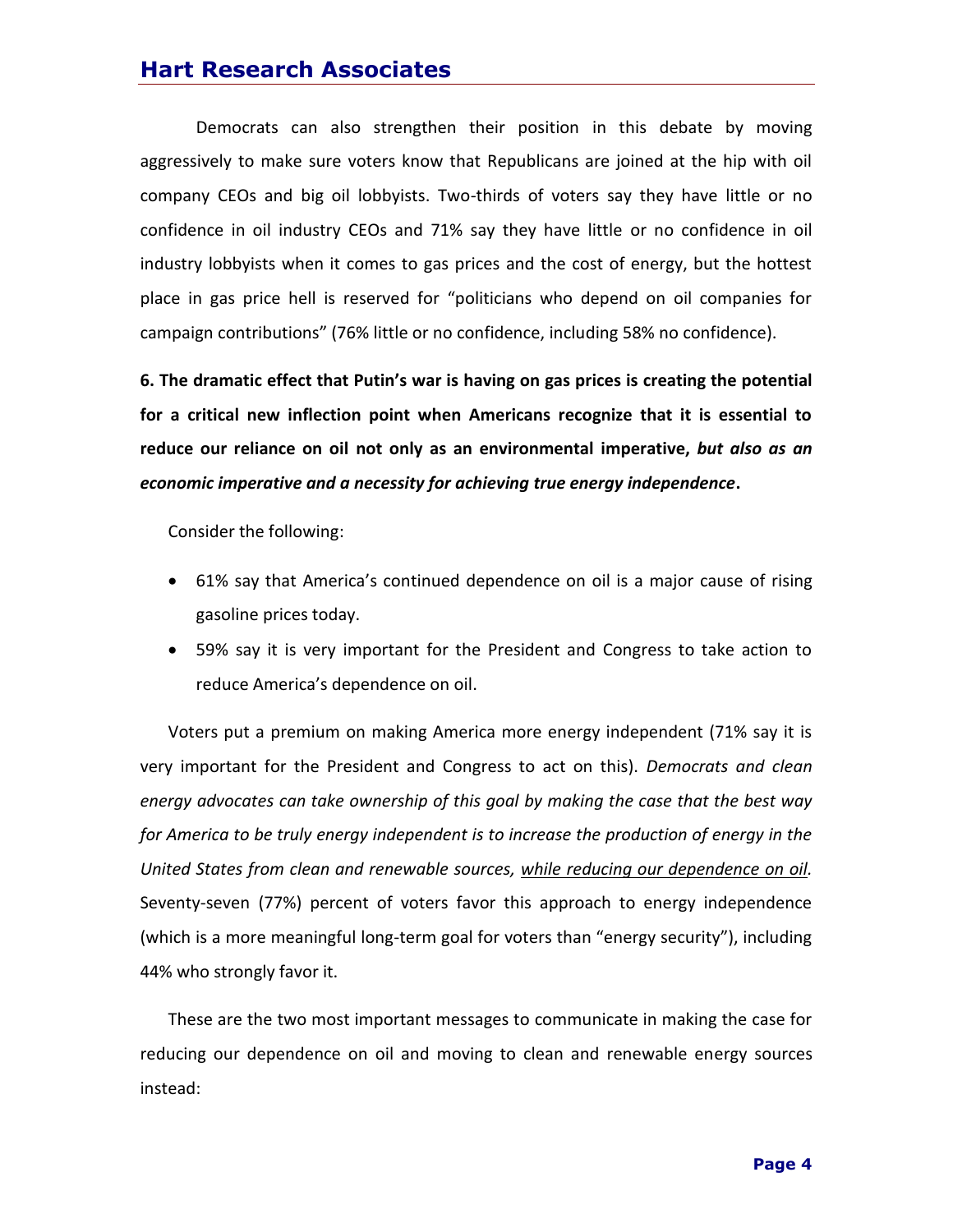Democrats can also strengthen their position in this debate by moving aggressively to make sure voters know that Republicans are joined at the hip with oil company CEOs and big oil lobbyists. Two-thirds of voters say they have little or no confidence in oil industry CEOs and 71% say they have little or no confidence in oil industry lobbyists when it comes to gas prices and the cost of energy, but the hottest place in gas price hell is reserved for "politicians who depend on oil companies for campaign contributions" (76% little or no confidence, including 58% no confidence).

**6. The dramatic effect that Putin's war is having on gas prices is creating the potential for a critical new inflection point when Americans recognize that it is essential to reduce our reliance on oil not only as an environmental imperative, *but also as an economic imperative and a necessity for achieving true energy independence*.**

Consider the following:

- 61% say that America's continued dependence on oil is a major cause of rising gasoline prices today.
- 59% say it is very important for the President and Congress to take action to reduce America's dependence on oil.

Voters put a premium on making America more energy independent (71% say it is very important for the President and Congress to act on this). *Democrats and clean energy advocates can take ownership of this goal by making the case that the best way for America to be truly energy independent is to increase the production of energy in the United States from clean and renewable sources, <u>while reducing our dependence on oil</u>.* Seventy-seven (77%) percent of voters favor this approach to energy independence (which is a more meaningful long-term goal for voters than "energy security"), including 44% who strongly favor it.

These are the two most important messages to communicate in making the case for reducing our dependence on oil and moving to clean and renewable energy sources instead: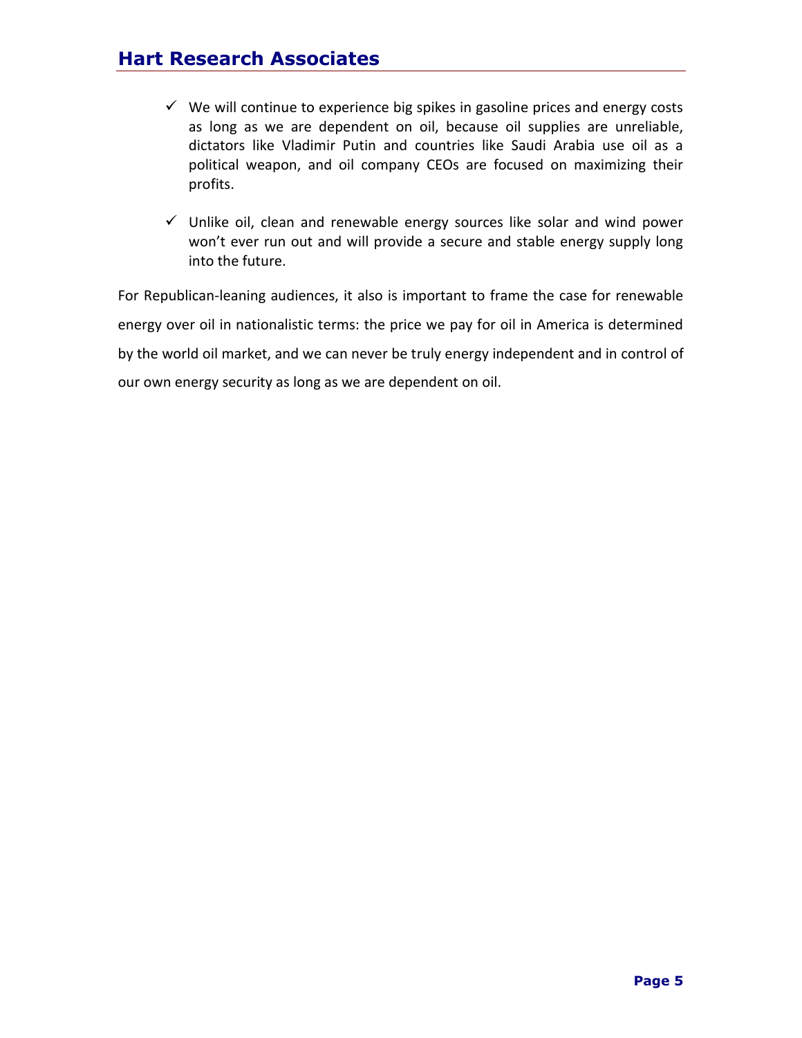- ✓ We will continue to experience big spikes in gasoline prices and energy costs as long as we are dependent on oil, because oil supplies are unreliable, dictators like Vladimir Putin and countries like Saudi Arabia use oil as a political weapon, and oil company CEOs are focused on maximizing their profits.

- ✓ Unlike oil, clean and renewable energy sources like solar and wind power won't ever run out and will provide a secure and stable energy supply long into the future.

For Republican-leaning audiences, it also is important to frame the case for renewable energy over oil in nationalistic terms: the price we pay for oil in America is determined by the world oil market, and we can never be truly energy independent and in control of our own energy security as long as we are dependent on oil.